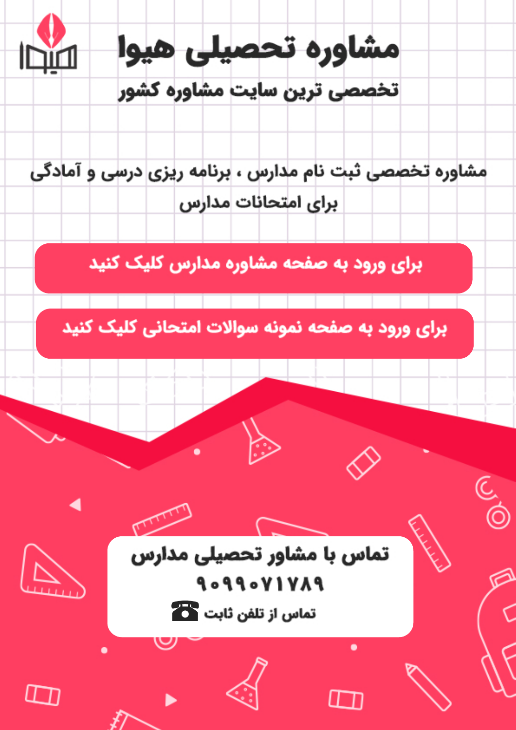# مشاوره تحصیلی هیوا

## تخصصی ترین سایت مشاوره کشور

مشاوره تخصصی ثبت نام مدارس ، برنامه ریزی درسی و آمادگی برای امتحانات مدارس

برای ورود به صفحه مشاوره مدارس کلیک کنید

برای ورود به صفحه نمونه سوالات امتحانی کلیک کنید

**تماس با مشاور تحصیلی مدارس**

**۹۰۹۹۰۷۱۷۸۹**

تماس از تلفن ثابت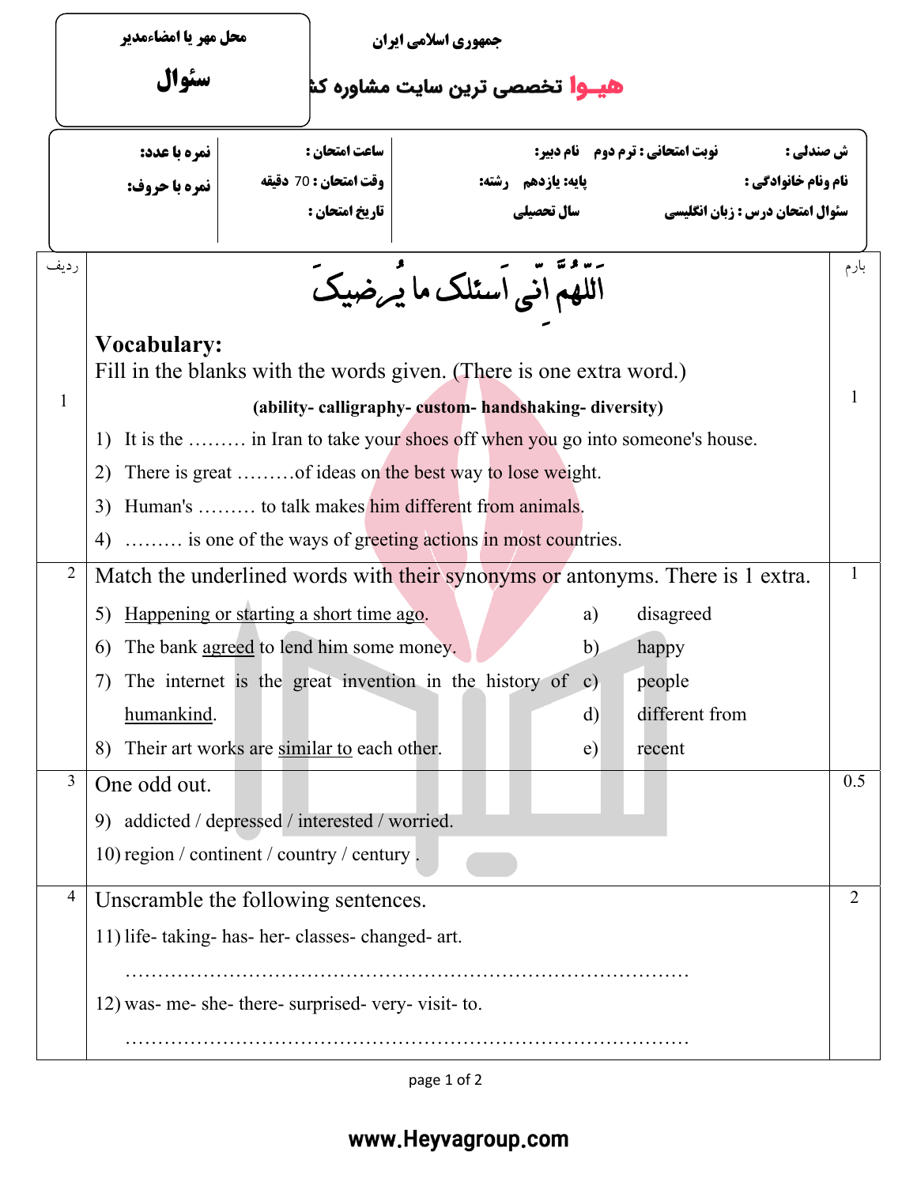| محل مهر یا امضاءمدیر | جمهوری اسلامی ایران |
|---|---|
| **سؤال** | **هیوا تخصصی ترین سایت مشاوره کشور** |

| ش صندلی : | نوبت امتحانی : ترم دوم   نام دبیر: | ساعت امتحان : | نمره با عدد: |
|---|---|---|---|
| نام ونام خانوادگی : | پایه: یازدهم   رشته: | وقت امتحان : 70 دقیقه | نمره با حروف: |
| سؤال امتحان درس : زبان انگلیسی | سال تحصیلی | تاریخ امتحان : | |

| ردیف | | بارم |
|---|---|---|
| | اَللّهُمَّ اِنّی اَسئَلُک ما یُرضیکَ | |
| 1 | **Vocabulary:**<br>Fill in the blanks with the words given. (There is one extra word.)<br>**(ability- calligraphy- custom- handshaking- diversity)**<br>1) It is the ……… in Iran to take your shoes off when you go into someone's house.<br>2) There is great ………of ideas on the best way to lose weight.<br>3) Human's ……… to talk makes him different from animals.<br>4) ……… is one of the ways of greeting actions in most countries. | 1 |
| 2 | Match the underlined words with their synonyms or antonyms. There is 1 extra.<br>5) <u>Happening or starting a short time ago</u>. — a) disagreed<br>6) The bank <u>agreed</u> to lend him some money. — b) happy<br>7) The internet is the great invention in the history of <u>humankind</u>. — c) people<br>d) different from<br>8) Their art works are <u>similar to</u> each other. — e) recent | 1 |
| 3 | One odd out.<br>9) addicted / depressed / interested / worried.<br>10) region / continent / country / century . | 0.5 |
| 4 | Unscramble the following sentences.<br>11) life- taking- has- her- classes- changed- art.<br>……………………………………………………………………………<br>12) was- me- she- there- surprised- very- visit- to.<br>…………………………………………………………………………… | 2 |

www.Heyvagroup.com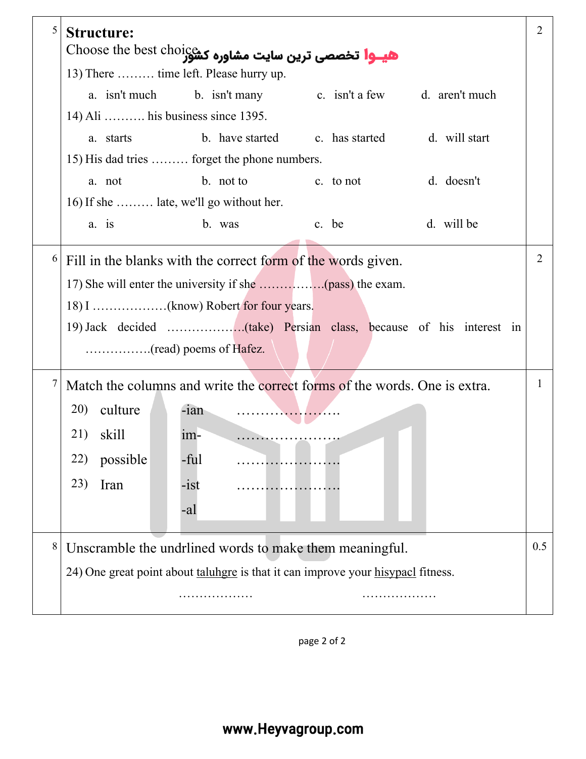| | | |
|---|---|---|
| 5 | **Structure:**<br>Choose the best choice.<br>13) There ……… time left. Please hurry up.<br>a. isn't much  b. isn't many  c. isn't a few  d. aren't much<br>14) Ali ………. his business since 1395.<br>a. starts  b. have started  c. has started  d. will start<br>15) His dad tries ……… forget the phone numbers.<br>a. not  b. not to  c. to not  d. doesn't<br>16) If she ……… late, we'll go without her.<br>a. is  b. was  c. be  d. will be | 2 |
| 6 | Fill in the blanks with the correct form of the words given.<br>17) She will enter the university if she …………….(pass) the exam.<br>18) I ………………(know) Robert for four years.<br>19) Jack decided ……………….(take) Persian class, because of his interest in …………….(read) poems of Hafez. | 2 |
| 7 | Match the columns and write the correct forms of the words. One is extra.<br>20) culture  -ian  ………………….<br>21) skill  im-  ………………….<br>22) possible  -ful  ………………….<br>23) Iran  -ist  ………………….<br>-al | 1 |
| 8 | Unscramble the undrlined words to make them meaningful.<br>24) One great point about taluhgre is that it can improve your hisypacl fitness.<br>………………  ……………… | 0.5 |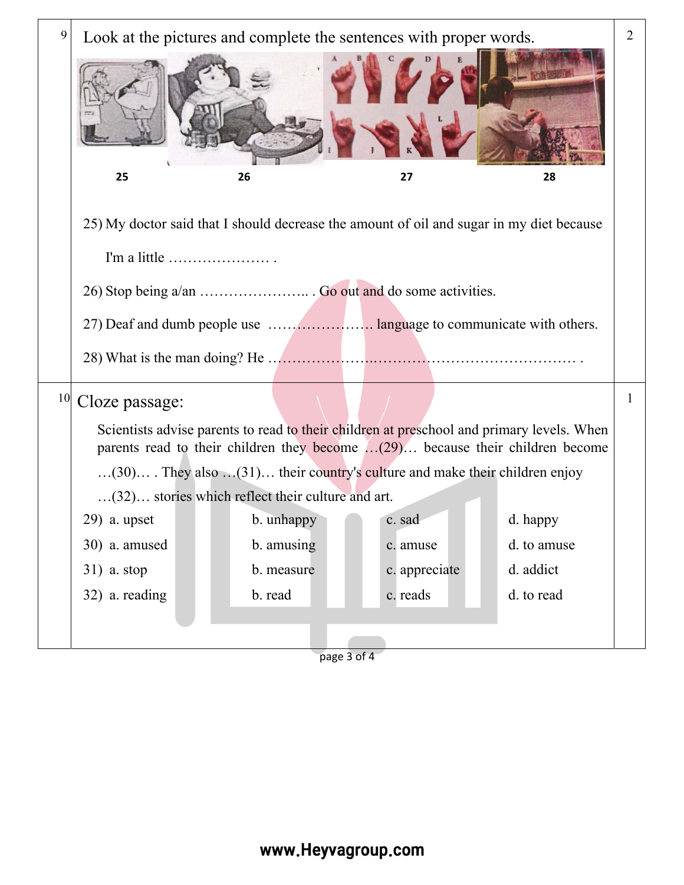| | | |
|---|---|---|
| 9 | Look at the pictures and complete the sentences with proper words.<br><br>25 26 27 28<br><br>25) My doctor said that I should decrease the amount of oil and sugar in my diet because I'm a little ………………… .<br><br>26) Stop being a/an ………………….. . Go out and do some activities.<br><br>27) Deaf and dumb people use …………………. language to communicate with others.<br><br>28) What is the man doing? He …………………..……………………………………… . | 2 |
| 10 | Cloze passage:<br><br>Scientists advise parents to read to their children at preschool and primary levels. When parents read to their children they become …(29)… because their children become …(30)… . They also …(31)… their country's culture and make their children enjoy …(32)… stories which reflect their culture and art.<br><br>29) a. upset b. unhappy c. sad d. happy<br>30) a. amused b. amusing c. amuse d. to amuse<br>31) a. stop b. measure c. appreciate d. addict<br>32) a. reading b. read c. reads d. to read | 1 |

www.Heyvagroup.com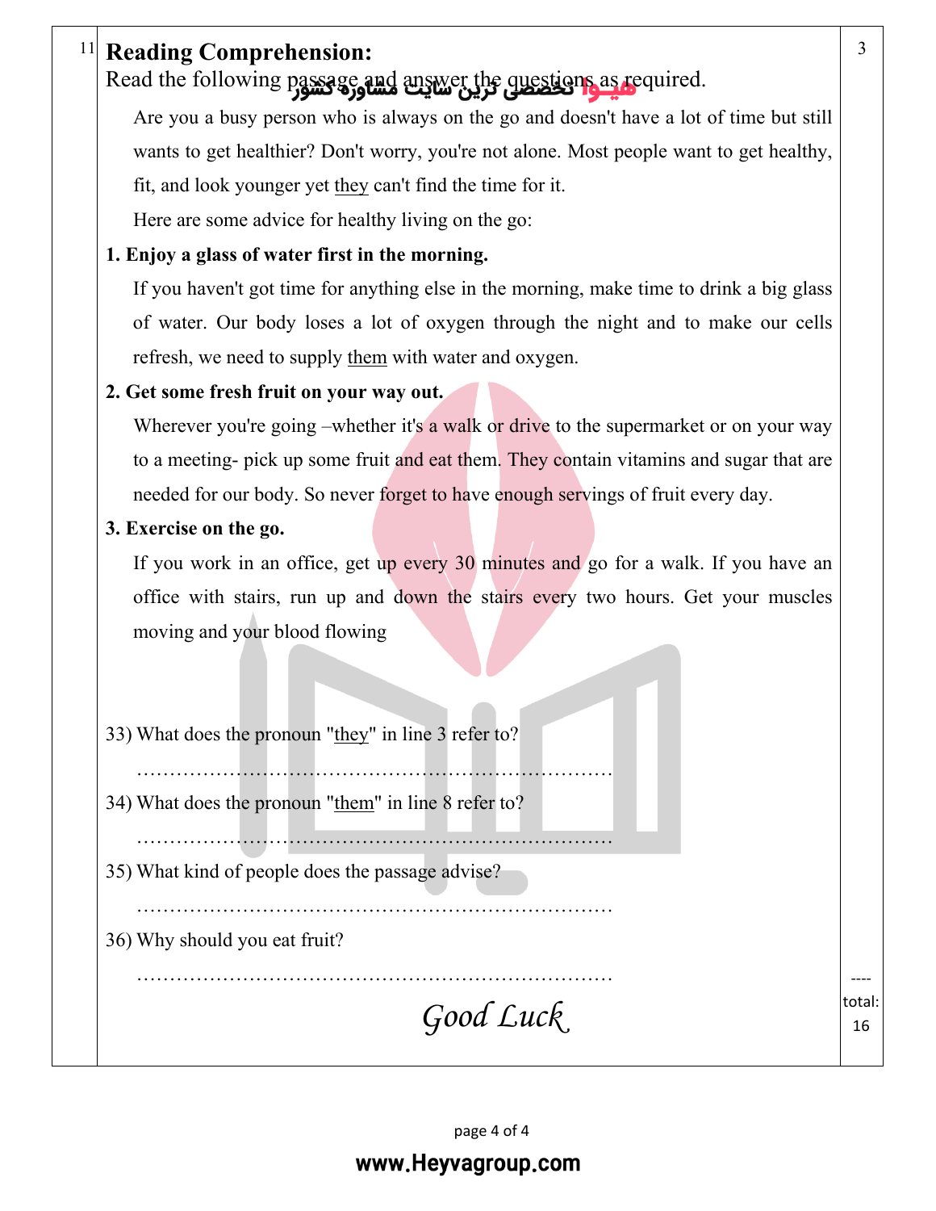11 **Reading Comprehension:**

Read the following passage and answer the questions as required.

Are you a busy person who is always on the go and doesn't have a lot of time but still wants to get healthier? Don't worry, you're not alone. Most people want to get healthy, fit, and look younger yet they can't find the time for it.

Here are some advice for healthy living on the go:

**1. Enjoy a glass of water first in the morning.**

If you haven't got time for anything else in the morning, make time to drink a big glass of water. Our body loses a lot of oxygen through the night and to make our cells refresh, we need to supply them with water and oxygen.

**2. Get some fresh fruit on your way out.**

Wherever you're going –whether it's a walk or drive to the supermarket or on your way to a meeting- pick up some fruit and eat them. They contain vitamins and sugar that are needed for our body. So never forget to have enough servings of fruit every day.

**3. Exercise on the go.**

If you work in an office, get up every 30 minutes and go for a walk. If you have an office with stairs, run up and down the stairs every two hours. Get your muscles moving and your blood flowing

33) What does the pronoun "they" in line 3 refer to?

………………………………………………………………

34) What does the pronoun "them" in line 8 refer to?

………………………………………………………………

35) What kind of people does the passage advise?

………………………………………………………………

36) Why should you eat fruit?

………………………………………………………………

*Good Luck*

3

total: 16